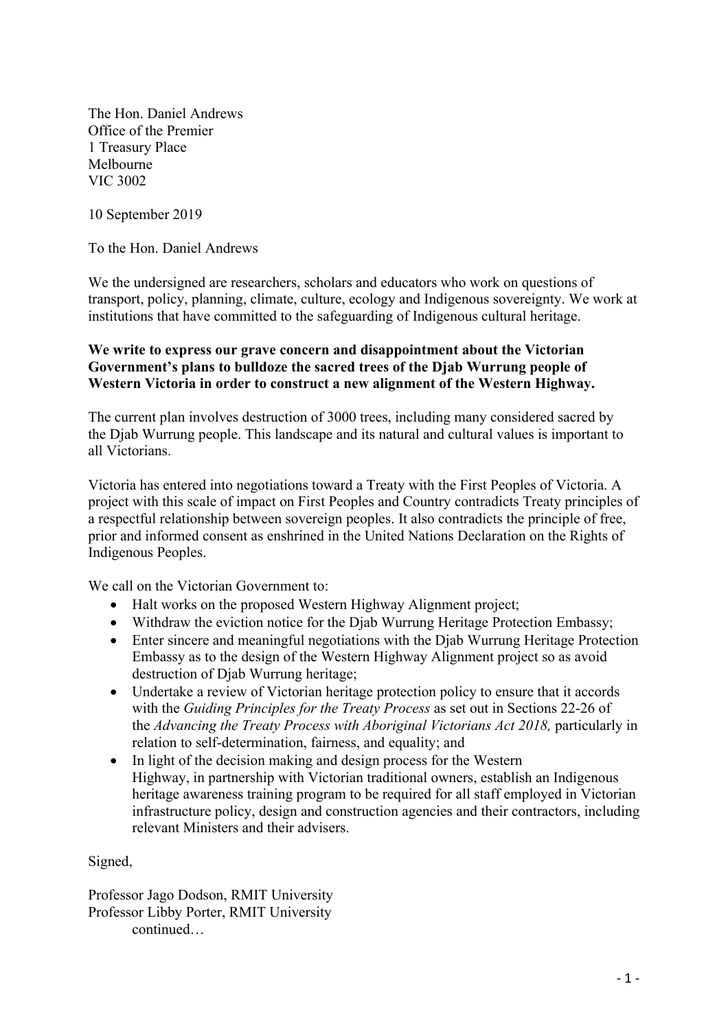The Hon. Daniel Andrews
Office of the Premier
1 Treasury Place
Melbourne
VIC 3002

10 September 2019

To the Hon. Daniel Andrews

We the undersigned are researchers, scholars and educators who work on questions of transport, policy, planning, climate, culture, ecology and Indigenous sovereignty. We work at institutions that have committed to the safeguarding of Indigenous cultural heritage.

**We write to express our grave concern and disappointment about the Victorian Government's plans to bulldoze the sacred trees of the Djab Wurrung people of Western Victoria in order to construct a new alignment of the Western Highway.**

The current plan involves destruction of 3000 trees, including many considered sacred by the Djab Wurrung people. This landscape and its natural and cultural values is important to all Victorians.

Victoria has entered into negotiations toward a Treaty with the First Peoples of Victoria. A project with this scale of impact on First Peoples and Country contradicts Treaty principles of a respectful relationship between sovereign peoples. It also contradicts the principle of free, prior and informed consent as enshrined in the United Nations Declaration on the Rights of Indigenous Peoples.

We call on the Victorian Government to:

- Halt works on the proposed Western Highway Alignment project;
- Withdraw the eviction notice for the Djab Wurrung Heritage Protection Embassy;
- Enter sincere and meaningful negotiations with the Djab Wurrung Heritage Protection Embassy as to the design of the Western Highway Alignment project so as avoid destruction of Djab Wurrung heritage;
- Undertake a review of Victorian heritage protection policy to ensure that it accords with the *Guiding Principles for the Treaty Process* as set out in Sections 22-26 of the *Advancing the Treaty Process with Aboriginal Victorians Act 2018,* particularly in relation to self-determination, fairness, and equality; and
- In light of the decision making and design process for the Western Highway, in partnership with Victorian traditional owners, establish an Indigenous heritage awareness training program to be required for all staff employed in Victorian infrastructure policy, design and construction agencies and their contractors, including relevant Ministers and their advisers.

Signed,

Professor Jago Dodson, RMIT University
Professor Libby Porter, RMIT University
continued…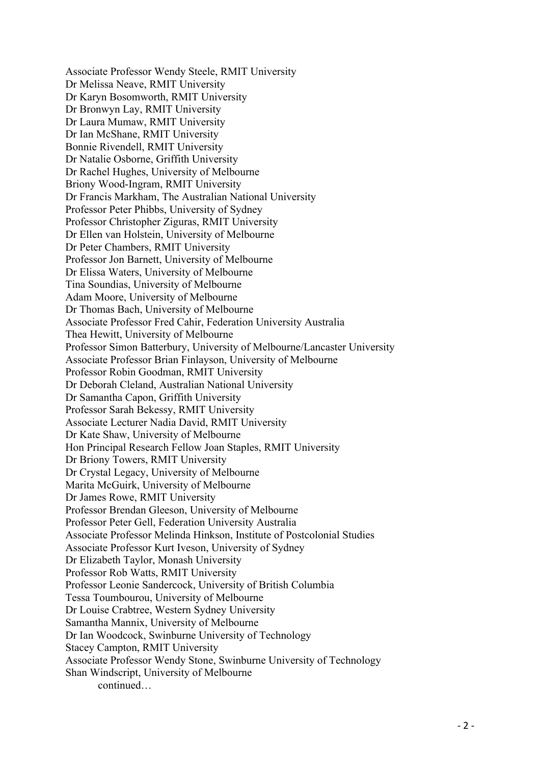Associate Professor Wendy Steele, RMIT University
Dr Melissa Neave, RMIT University
Dr Karyn Bosomworth, RMIT University
Dr Bronwyn Lay, RMIT University
Dr Laura Mumaw, RMIT University
Dr Ian McShane, RMIT University
Bonnie Rivendell, RMIT University
Dr Natalie Osborne, Griffith University
Dr Rachel Hughes, University of Melbourne
Briony Wood-Ingram, RMIT University
Dr Francis Markham, The Australian National University
Professor Peter Phibbs, University of Sydney
Professor Christopher Ziguras, RMIT University
Dr Ellen van Holstein, University of Melbourne
Dr Peter Chambers, RMIT University
Professor Jon Barnett, University of Melbourne
Dr Elissa Waters, University of Melbourne
Tina Soundias, University of Melbourne
Adam Moore, University of Melbourne
Dr Thomas Bach, University of Melbourne
Associate Professor Fred Cahir, Federation University Australia
Thea Hewitt, University of Melbourne
Professor Simon Batterbury, University of Melbourne/Lancaster University
Associate Professor Brian Finlayson, University of Melbourne
Professor Robin Goodman, RMIT University
Dr Deborah Cleland, Australian National University
Dr Samantha Capon, Griffith University
Professor Sarah Bekessy, RMIT University
Associate Lecturer Nadia David, RMIT University
Dr Kate Shaw, University of Melbourne
Hon Principal Research Fellow Joan Staples, RMIT University
Dr Briony Towers, RMIT University
Dr Crystal Legacy, University of Melbourne
Marita McGuirk, University of Melbourne
Dr James Rowe, RMIT University
Professor Brendan Gleeson, University of Melbourne
Professor Peter Gell, Federation University Australia
Associate Professor Melinda Hinkson, Institute of Postcolonial Studies
Associate Professor Kurt Iveson, University of Sydney
Dr Elizabeth Taylor, Monash University
Professor Rob Watts, RMIT University
Professor Leonie Sandercock, University of British Columbia
Tessa Toumbourou, University of Melbourne
Dr Louise Crabtree, Western Sydney University
Samantha Mannix, University of Melbourne
Dr Ian Woodcock, Swinburne University of Technology
Stacey Campton, RMIT University
Associate Professor Wendy Stone, Swinburne University of Technology
Shan Windscript, University of Melbourne

continued…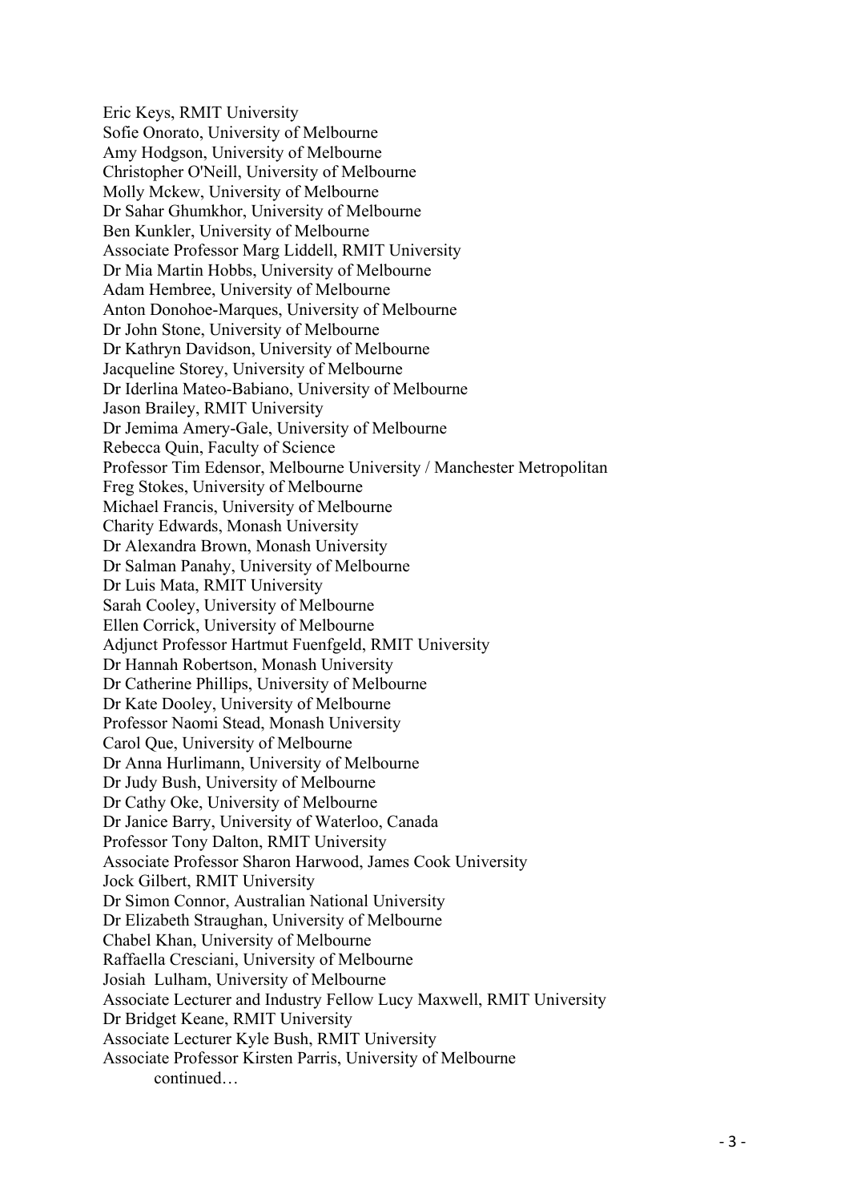Eric Keys, RMIT University
Sofie Onorato, University of Melbourne
Amy Hodgson, University of Melbourne
Christopher O'Neill, University of Melbourne
Molly Mckew, University of Melbourne
Dr Sahar Ghumkhor, University of Melbourne
Ben Kunkler, University of Melbourne
Associate Professor Marg Liddell, RMIT University
Dr Mia Martin Hobbs, University of Melbourne
Adam Hembree, University of Melbourne
Anton Donohoe-Marques, University of Melbourne
Dr John Stone, University of Melbourne
Dr Kathryn Davidson, University of Melbourne
Jacqueline Storey, University of Melbourne
Dr Iderlina Mateo-Babiano, University of Melbourne
Jason Brailey, RMIT University
Dr Jemima Amery-Gale, University of Melbourne
Rebecca Quin, Faculty of Science
Professor Tim Edensor, Melbourne University / Manchester Metropolitan
Freg Stokes, University of Melbourne
Michael Francis, University of Melbourne
Charity Edwards, Monash University
Dr Alexandra Brown, Monash University
Dr Salman Panahy, University of Melbourne
Dr Luis Mata, RMIT University
Sarah Cooley, University of Melbourne
Ellen Corrick, University of Melbourne
Adjunct Professor Hartmut Fuenfgeld, RMIT University
Dr Hannah Robertson, Monash University
Dr Catherine Phillips, University of Melbourne
Dr Kate Dooley, University of Melbourne
Professor Naomi Stead, Monash University
Carol Que, University of Melbourne
Dr Anna Hurlimann, University of Melbourne
Dr Judy Bush, University of Melbourne
Dr Cathy Oke, University of Melbourne
Dr Janice Barry, University of Waterloo, Canada
Professor Tony Dalton, RMIT University
Associate Professor Sharon Harwood, James Cook University
Jock Gilbert, RMIT University
Dr Simon Connor, Australian National University
Dr Elizabeth Straughan, University of Melbourne
Chabel Khan, University of Melbourne
Raffaella Cresciani, University of Melbourne
Josiah Lulham, University of Melbourne
Associate Lecturer and Industry Fellow Lucy Maxwell, RMIT University
Dr Bridget Keane, RMIT University
Associate Lecturer Kyle Bush, RMIT University
Associate Professor Kirsten Parris, University of Melbourne

continued…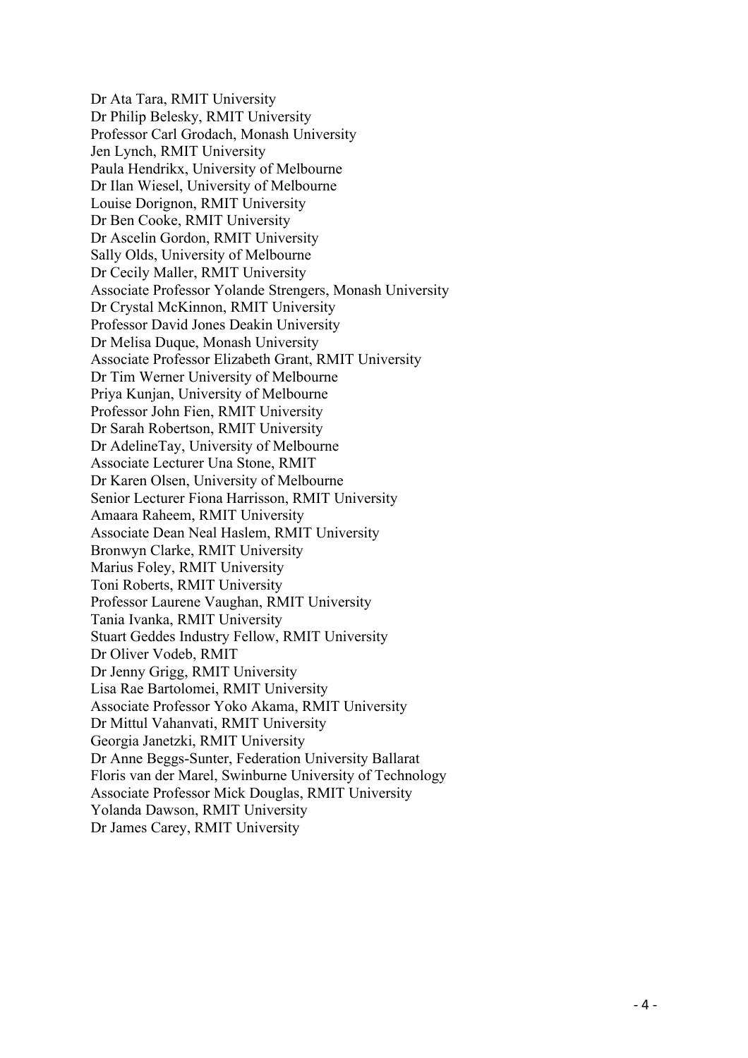Dr Ata Tara, RMIT University
Dr Philip Belesky, RMIT University
Professor Carl Grodach, Monash University
Jen Lynch, RMIT University
Paula Hendrikx, University of Melbourne
Dr Ilan Wiesel, University of Melbourne
Louise Dorignon, RMIT University
Dr Ben Cooke, RMIT University
Dr Ascelin Gordon, RMIT University
Sally Olds, University of Melbourne
Dr Cecily Maller, RMIT University
Associate Professor Yolande Strengers, Monash University
Dr Crystal McKinnon, RMIT University
Professor David Jones Deakin University
Dr Melisa Duque, Monash University
Associate Professor Elizabeth Grant, RMIT University
Dr Tim Werner University of Melbourne
Priya Kunjan, University of Melbourne
Professor John Fien, RMIT University
Dr Sarah Robertson, RMIT University
Dr AdelineTay, University of Melbourne
Associate Lecturer Una Stone, RMIT
Dr Karen Olsen, University of Melbourne
Senior Lecturer Fiona Harrisson, RMIT University
Amaara Raheem, RMIT University
Associate Dean Neal Haslem, RMIT University
Bronwyn Clarke, RMIT University
Marius Foley, RMIT University
Toni Roberts, RMIT University
Professor Laurene Vaughan, RMIT University
Tania Ivanka, RMIT University
Stuart Geddes Industry Fellow, RMIT University
Dr Oliver Vodeb, RMIT
Dr Jenny Grigg, RMIT University
Lisa Rae Bartolomei, RMIT University
Associate Professor Yoko Akama, RMIT University
Dr Mittul Vahanvati, RMIT University
Georgia Janetzki, RMIT University
Dr Anne Beggs-Sunter, Federation University Ballarat
Floris van der Marel, Swinburne University of Technology
Associate Professor Mick Douglas, RMIT University
Yolanda Dawson, RMIT University
Dr James Carey, RMIT University